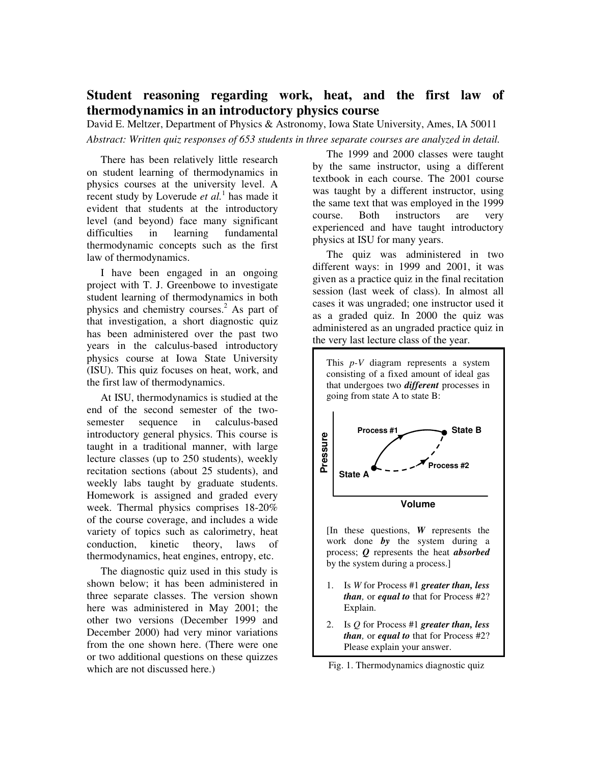# Student reasoning regarding work, heat, and the first law of thermodynamics in an introductory physics course

David E. Meltzer, Department of Physics & Astronomy, Iowa State University, Ames, IA 50011

*Abstract: Written quiz responses of 653 students in three separate courses are analyzed in detail.*

There has been relatively little research on student learning of thermodynamics in physics courses at the university level. A recent study by Loverude *et al.*[1] has made it evident that students at the introductory level (and beyond) face many significant difficulties in learning fundamental thermodynamic concepts such as the first law of thermodynamics.

I have been engaged in an ongoing project with T. J. Greenbowe to investigate student learning of thermodynamics in both physics and chemistry courses.[2] As part of that investigation, a short diagnostic quiz has been administered over the past two years in the calculus-based introductory physics course at Iowa State University (ISU). This quiz focuses on heat, work, and the first law of thermodynamics.

At ISU, thermodynamics is studied at the end of the second semester of the two-semester sequence in calculus-based introductory general physics. This course is taught in a traditional manner, with large lecture classes (up to 250 students), weekly recitation sections (about 25 students), and weekly labs taught by graduate students. Homework is assigned and graded every week. Thermal physics comprises 18-20% of the course coverage, and includes a wide variety of topics such as calorimetry, heat conduction, kinetic theory, laws of thermodynamics, heat engines, entropy, etc.

The diagnostic quiz used in this study is shown below; it has been administered in three separate classes. The version shown here was administered in May 2001; the other two versions (December 1999 and December 2000) had very minor variations from the one shown here. (There were one or two additional questions on these quizzes which are not discussed here.)

The 1999 and 2000 classes were taught by the same instructor, using a different textbook in each course. The 2001 course was taught by a different instructor, using the same text that was employed in the 1999 course. Both instructors are very experienced and have taught introductory physics at ISU for many years.

The quiz was administered in two different ways: in 1999 and 2001, it was given as a practice quiz in the final recitation session (last week of class). In almost all cases it was ungraded; one instructor used it as a graded quiz. In 2000 the quiz was administered as an ungraded practice quiz in the very last lecture class of the year.

This *p-V* diagram represents a system consisting of a fixed amount of ideal gas that undergoes two ***different*** processes in going from state A to state B:

[In these questions, ***W*** represents the work done ***by*** the system during a process; ***Q*** represents the heat ***absorbed*** by the system during a process.]

1. Is *W* for Process #1 ***greater than, less than,*** or ***equal to*** that for Process #2? Explain.
2. Is *Q* for Process #1 ***greater than, less than,*** or ***equal to*** that for Process #2? Please explain your answer.

Fig. 1. Thermodynamics diagnostic quiz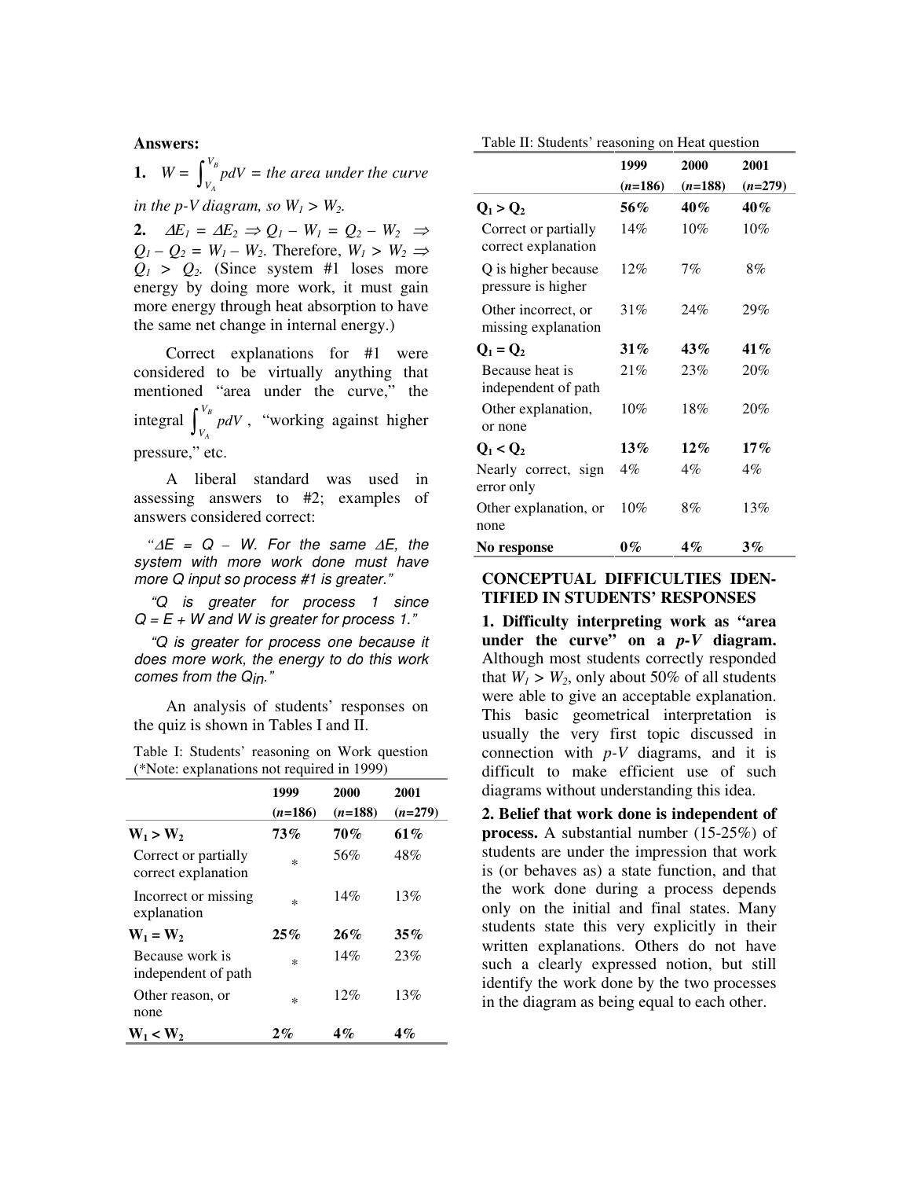**Answers:**

**1.** $W = \int_{V_A}^{V_B} pdV$ = *the area under the curve in the p-V diagram, so* $W_1 > W_2$.

**2.** $\Delta E_1 = \Delta E_2 \Rightarrow Q_1 - W_1 = Q_2 - W_2 \Rightarrow Q_1 - Q_2 = W_1 - W_2$. Therefore, $W_1 > W_2 \Rightarrow Q_1 > Q_2$. (Since system #1 loses more energy by doing more work, it must gain more energy through heat absorption to have the same net change in internal energy.)

Correct explanations for #1 were considered to be virtually anything that mentioned "area under the curve," the integral $\int_{V_A}^{V_B} pdV$, "working against higher pressure," etc.

A liberal standard was used in assessing answers to #2; examples of answers considered correct:

*"ΔE = Q – W. For the same ΔE, the system with more work done must have more Q input so process #1 is greater."*

*"Q is greater for process 1 since Q = E + W and W is greater for process 1."*

*"Q is greater for process one because it does more work, the energy to do this work comes from the Qin."*

An analysis of students' responses on the quiz is shown in Tables I and II.

Table I: Students' reasoning on Work question (*Note: explanations not required in 1999)

| | 1999 (*n*=186) | 2000 (*n*=188) | 2001 (*n*=279) |
|---|---|---|---|
| **$W_1 > W_2$** | **73%** | **70%** | **61%** |
| Correct or partially correct explanation | * | 56% | 48% |
| Incorrect or missing explanation | * | 14% | 13% |
| **$W_1 = W_2$** | **25%** | **26%** | **35%** |
| Because work is independent of path | * | 14% | 23% |
| Other reason, or none | * | 12% | 13% |
| **$W_1 < W_2$** | **2%** | **4%** | **4%** |

Table II: Students' reasoning on Heat question

| | 1999 (*n*=186) | 2000 (*n*=188) | 2001 (*n*=279) |
|---|---|---|---|
| **$Q_1 > Q_2$** | **56%** | **40%** | **40%** |
| Correct or partially correct explanation | 14% | 10% | 10% |
| Q is higher because pressure is higher | 12% | 7% | 8% |
| Other incorrect, or missing explanation | 31% | 24% | 29% |
| **$Q_1 = Q_2$** | **31%** | **43%** | **41%** |
| Because heat is independent of path | 21% | 23% | 20% |
| Other explanation, or none | 10% | 18% | 20% |
| **$Q_1 < Q_2$** | **13%** | **12%** | **17%** |
| Nearly correct, sign error only | 4% | 4% | 4% |
| Other explanation, or none | 10% | 8% | 13% |
| **No response** | **0%** | **4%** | **3%** |

## CONCEPTUAL DIFFICULTIES IDENTIFIED IN STUDENTS' RESPONSES

**1. Difficulty interpreting work as "area under the curve" on a *p-V* diagram.** Although most students correctly responded that $W_1 > W_2$, only about 50% of all students were able to give an acceptable explanation. This basic geometrical interpretation is usually the very first topic discussed in connection with *p-V* diagrams, and it is difficult to make efficient use of such diagrams without understanding this idea.

**2. Belief that work done is independent of process.** A substantial number (15-25%) of students are under the impression that work is (or behaves as) a state function, and that the work done during a process depends only on the initial and final states. Many students state this very explicitly in their written explanations. Others do not have such a clearly expressed notion, but still identify the work done by the two processes in the diagram as being equal to each other.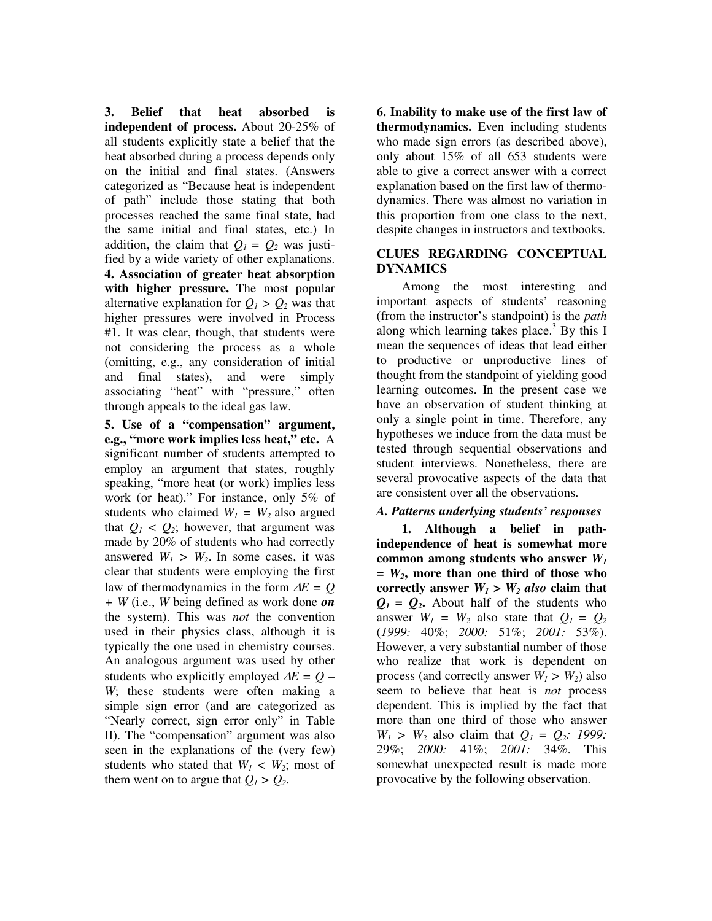**3. Belief that heat absorbed is independent of process.** About 20-25% of all students explicitly state a belief that the heat absorbed during a process depends only on the initial and final states. (Answers categorized as "Because heat is independent of path" include those stating that both processes reached the same final state, had the same initial and final states, etc.) In addition, the claim that $Q_1 = Q_2$ was justified by a wide variety of other explanations.

**4. Association of greater heat absorption with higher pressure.** The most popular alternative explanation for $Q_1 > Q_2$ was that higher pressures were involved in Process #1. It was clear, though, that students were not considering the process as a whole (omitting, e.g., any consideration of initial and final states), and were simply associating "heat" with "pressure," often through appeals to the ideal gas law.

**5. Use of a "compensation" argument, e.g., "more work implies less heat," etc.** A significant number of students attempted to employ an argument that states, roughly speaking, "more heat (or work) implies less work (or heat)." For instance, only 5% of students who claimed $W_1 = W_2$ also argued that $Q_1 < Q_2$; however, that argument was made by 20% of students who had correctly answered $W_1 > W_2$. In some cases, it was clear that students were employing the first law of thermodynamics in the form $\Delta E = Q + W$ (i.e., $W$ being defined as work done ***on*** the system). This was *not* the convention used in their physics class, although it is typically the one used in chemistry courses. An analogous argument was used by other students who explicitly employed $\Delta E = Q - W$; these students were often making a simple sign error (and are categorized as "Nearly correct, sign error only" in Table II). The "compensation" argument was also seen in the explanations of the (very few) students who stated that $W_1 < W_2$; most of them went on to argue that $Q_1 > Q_2$.

**6. Inability to make use of the first law of thermodynamics.** Even including students who made sign errors (as described above), only about 15% of all 653 students were able to give a correct answer with a correct explanation based on the first law of thermodynamics. There was almost no variation in this proportion from one class to the next, despite changes in instructors and textbooks.

## CLUES REGARDING CONCEPTUAL DYNAMICS

Among the most interesting and important aspects of students' reasoning (from the instructor's standpoint) is the *path* along which learning takes place.[3] By this I mean the sequences of ideas that lead either to productive or unproductive lines of thought from the standpoint of yielding good learning outcomes. In the present case we have an observation of student thinking at only a single point in time. Therefore, any hypotheses we induce from the data must be tested through sequential observations and student interviews. Nonetheless, there are several provocative aspects of the data that are consistent over all the observations.

### *A. Patterns underlying students' responses*

**1. Although a belief in path-independence of heat is somewhat more common among students who answer $W_1 = W_2$, more than one third of those who correctly answer $W_1 > W_2$ *also* claim that $Q_1 = Q_2$.** About half of the students who answer $W_1 = W_2$ also state that $Q_1 = Q_2$ (*1999:* 40%; *2000:* 51%; *2001:* 53%). However, a very substantial number of those who realize that work is dependent on process (and correctly answer $W_1 > W_2$) also seem to believe that heat is *not* process dependent. This is implied by the fact that more than one third of those who answer $W_1 > W_2$ also claim that $Q_1 = Q_2$: *1999:* 29%; *2000:* 41%; *2001:* 34%. This somewhat unexpected result is made more provocative by the following observation.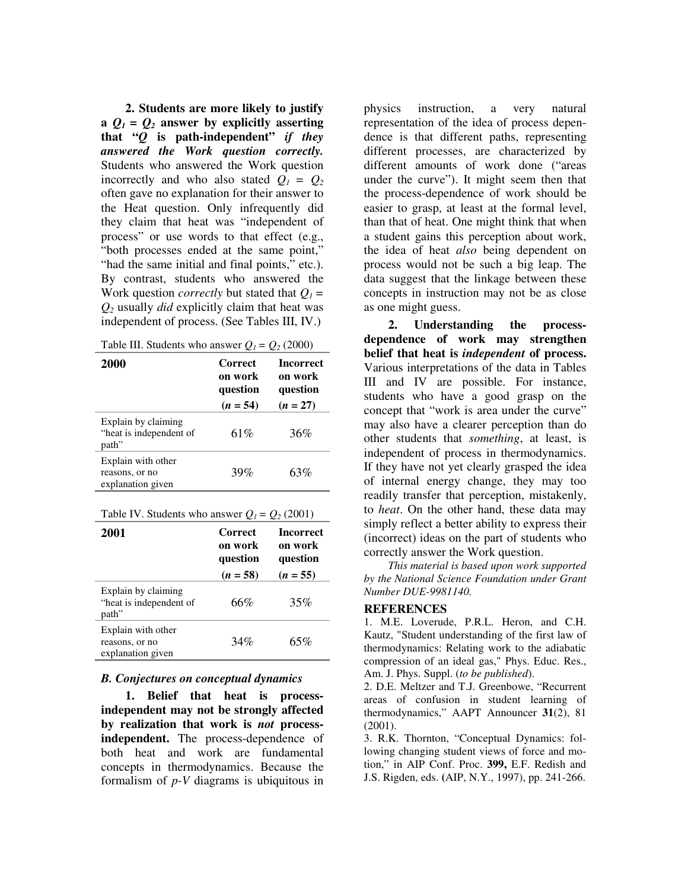**2. Students are more likely to justify a $Q_1 = Q_2$ answer by explicitly asserting that "$Q$ is path-independent"** ***if they answered the Work question correctly.*** Students who answered the Work question incorrectly and who also stated $Q_1 = Q_2$ often gave no explanation for their answer to the Heat question. Only infrequently did they claim that heat was "independent of process" or use words to that effect (e.g., "both processes ended at the same point," "had the same initial and final points," etc.). By contrast, students who answered the Work question *correctly* but stated that $Q_1 = Q_2$ usually *did* explicitly claim that heat was independent of process. (See Tables III, IV.)

Table III. Students who answer $Q_1 = Q_2$ (2000)

| **2000** | **Correct on work question** ($n$ = 54) | **Incorrect on work question** ($n$ = 27) |
|---|---|---|
| Explain by claiming "heat is independent of path" | 61% | 36% |
| Explain with other reasons, or no explanation given | 39% | 63% |

Table IV. Students who answer $Q_1 = Q_2$ (2001)

| **2001** | **Correct on work question** ($n$ = 58) | **Incorrect on work question** ($n$ = 55) |
|---|---|---|
| Explain by claiming "heat is independent of path" | 66% | 35% |
| Explain with other reasons, or no explanation given | 34% | 65% |

### *B. Conjectures on conceptual dynamics*

**1. Belief that heat is process-independent may not be strongly affected by realization that work is** ***not*** **process-independent.** The process-dependence of both heat and work are fundamental concepts in thermodynamics. Because the formalism of *p-V* diagrams is ubiquitous in physics instruction, a very natural representation of the idea of process dependence is that different paths, representing different processes, are characterized by different amounts of work done ("areas under the curve"). It might seem then that the process-dependence of work should be easier to grasp, at least at the formal level, than that of heat. One might think that when a student gains this perception about work, the idea of heat *also* being dependent on process would not be such a big leap. The data suggest that the linkage between these concepts in instruction may not be as close as one might guess.

**2. Understanding the process-dependence of work may strengthen belief that heat is** ***independent*** **of process.** Various interpretations of the data in Tables III and IV are possible. For instance, students who have a good grasp on the concept that "work is area under the curve" may also have a clearer perception than do other students that *something*, at least, is independent of process in thermodynamics. If they have not yet clearly grasped the idea of internal energy change, they may too readily transfer that perception, mistakenly, to *heat*. On the other hand, these data may simply reflect a better ability to express their (incorrect) ideas on the part of students who correctly answer the Work question.

*This material is based upon work supported by the National Science Foundation under Grant Number DUE-9981140.*

## REFERENCES

1. M.E. Loverude, P.R.L. Heron, and C.H. Kautz, "Student understanding of the first law of thermodynamics: Relating work to the adiabatic compression of an ideal gas," Phys. Educ. Res., Am. J. Phys. Suppl. (*to be published*).
2. D.E. Meltzer and T.J. Greenbowe, "Recurrent areas of confusion in student learning of thermodynamics," AAPT Announcer **31**(2), 81 (2001).
3. R.K. Thornton, "Conceptual Dynamics: following changing student views of force and motion," in AIP Conf. Proc. **399,** E.F. Redish and J.S. Rigden, eds. (AIP, N.Y., 1997), pp. 241-266.